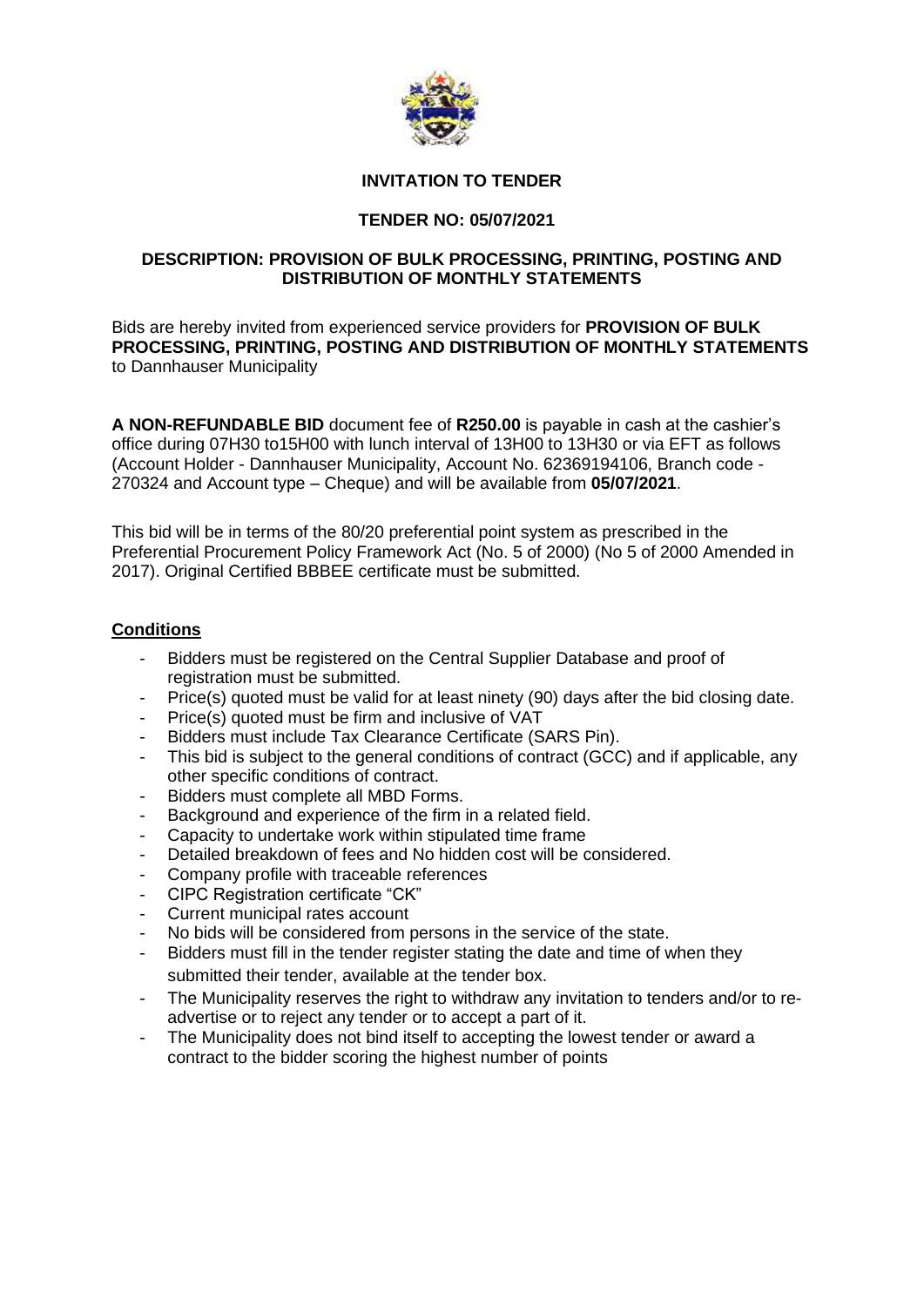# INVITATION TO TENDER

## TENDER NO: 05/07/2021

### DESCRIPTION: PROVISION OF BULK PROCESSING, PRINTING, POSTING AND DISTRIBUTION OF MONTHLY STATEMENTS

Bids are hereby invited from experienced service providers for **PROVISION OF BULK PROCESSING, PRINTING, POSTING AND DISTRIBUTION OF MONTHLY STATEMENTS** to Dannhauser Municipality

**A NON-REFUNDABLE BID** document fee of **R250.00** is payable in cash at the cashier's office during 07H30 to15H00 with lunch interval of 13H00 to 13H30 or via EFT as follows (Account Holder - Dannhauser Municipality, Account No. 62369194106, Branch code - 270324 and Account type – Cheque) and will be available from **05/07/2021**.

This bid will be in terms of the 80/20 preferential point system as prescribed in the Preferential Procurement Policy Framework Act (No. 5 of 2000) (No 5 of 2000 Amended in 2017). Original Certified BBBEE certificate must be submitted.

## Conditions

- Bidders must be registered on the Central Supplier Database and proof of registration must be submitted.
- Price(s) quoted must be valid for at least ninety (90) days after the bid closing date.
- Price(s) quoted must be firm and inclusive of VAT
- Bidders must include Tax Clearance Certificate (SARS Pin).
- This bid is subject to the general conditions of contract (GCC) and if applicable, any other specific conditions of contract.
- Bidders must complete all MBD Forms.
- Background and experience of the firm in a related field.
- Capacity to undertake work within stipulated time frame
- Detailed breakdown of fees and No hidden cost will be considered.
- Company profile with traceable references
- CIPC Registration certificate "CK"
- Current municipal rates account
- No bids will be considered from persons in the service of the state.
- Bidders must fill in the tender register stating the date and time of when they submitted their tender, available at the tender box.
- The Municipality reserves the right to withdraw any invitation to tenders and/or to re-advertise or to reject any tender or to accept a part of it.
- The Municipality does not bind itself to accepting the lowest tender or award a contract to the bidder scoring the highest number of points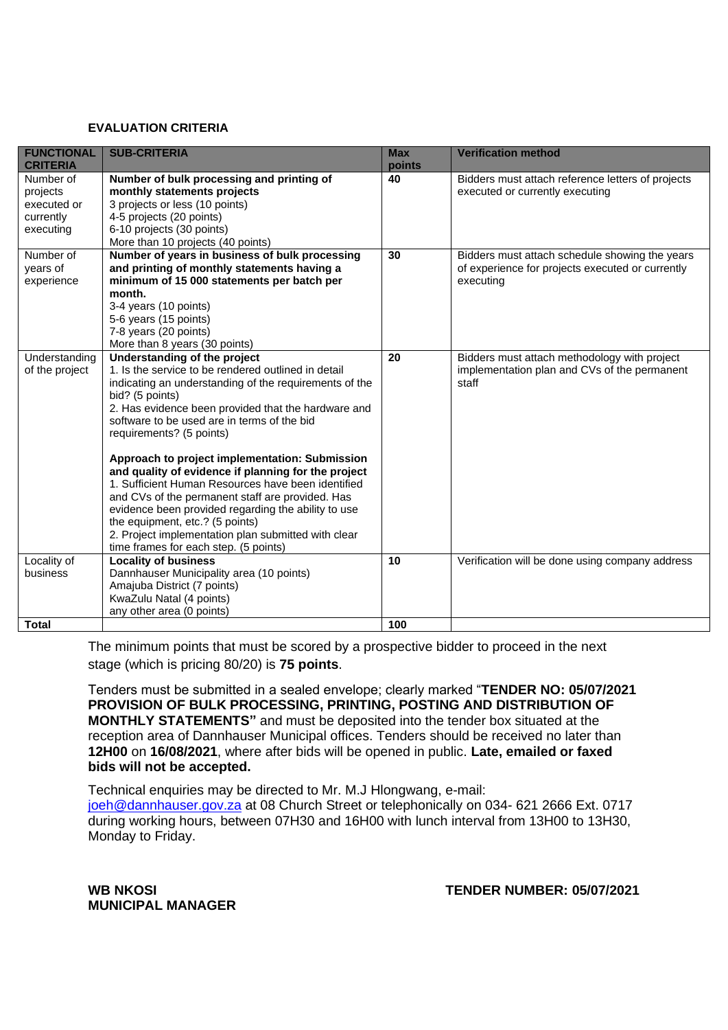**EVALUATION CRITERIA**

| FUNCTIONAL CRITERIA | SUB-CRITERIA | Max points | Verification method |
|---|---|---|---|
| Number of projects executed or currently executing | **Number of bulk processing and printing of monthly statements projects**<br>3 projects or less (10 points)<br>4-5 projects (20 points)<br>6-10 projects (30 points)<br>More than 10 projects (40 points) | 40 | Bidders must attach reference letters of projects executed or currently executing |
| Number of years of experience | **Number of years in business of bulk processing and printing of monthly statements having a minimum of 15 000 statements per batch per month.**<br>3-4 years (10 points)<br>5-6 years (15 points)<br>7-8 years (20 points)<br>More than 8 years (30 points) | 30 | Bidders must attach schedule showing the years of experience for projects executed or currently executing |
| Understanding of the project | **Understanding of the project**<br>1. Is the service to be rendered outlined in detail indicating an understanding of the requirements of the bid? (5 points)<br>2. Has evidence been provided that the hardware and software to be used are in terms of the bid requirements? (5 points)<br><br>**Approach to project implementation: Submission and quality of evidence if planning for the project**<br>1. Sufficient Human Resources have been identified and CVs of the permanent staff are provided. Has evidence been provided regarding the ability to use the equipment, etc.? (5 points)<br>2. Project implementation plan submitted with clear time frames for each step. (5 points) | 20 | Bidders must attach methodology with project implementation plan and CVs of the permanent staff |
| Locality of business | **Locality of business**<br>Dannhauser Municipality area (10 points)<br>Amajuba District (7 points)<br>KwaZulu Natal (4 points)<br>any other area (0 points) | 10 | Verification will be done using company address |
| **Total** | | **100** | |

The minimum points that must be scored by a prospective bidder to proceed in the next stage (which is pricing 80/20) is **75 points**.

Tenders must be submitted in a sealed envelope; clearly marked "**TENDER NO: 05/07/2021 PROVISION OF BULK PROCESSING, PRINTING, POSTING AND DISTRIBUTION OF MONTHLY STATEMENTS"** and must be deposited into the tender box situated at the reception area of Dannhauser Municipal offices. Tenders should be received no later than **12H00** on **16/08/2021**, where after bids will be opened in public. **Late, emailed or faxed bids will not be accepted.**

Technical enquiries may be directed to Mr. M.J Hlongwang, e-mail: joeh@dannhauser.gov.za at 08 Church Street or telephonically on 034- 621 2666 Ext. 0717 during working hours, between 07H30 and 16H00 with lunch interval from 13H00 to 13H30, Monday to Friday.

**WB NKOSI**
**MUNICIPAL MANAGER**

**TENDER NUMBER: 05/07/2021**